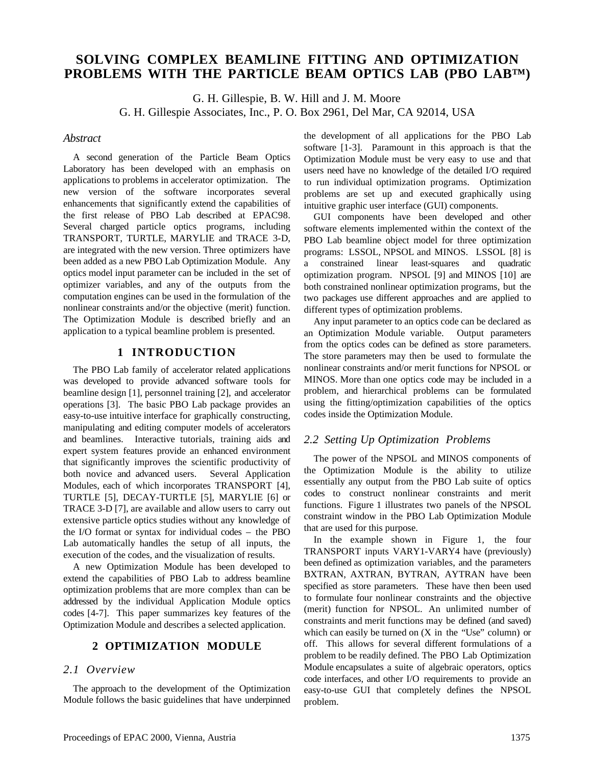# SOLVING COMPLEX BEAMLINE FITTING AND OPTIMIZATION PROBLEMS WITH THE PARTICLE BEAM OPTICS LAB (PBO LAB™)

G. H. Gillespie, B. W. Hill and J. M. Moore
G. H. Gillespie Associates, Inc., P. O. Box 2961, Del Mar, CA 92014, USA

## *Abstract*

A second generation of the Particle Beam Optics Laboratory has been developed with an emphasis on applications to problems in accelerator optimization. The new version of the software incorporates several enhancements that significantly extend the capabilities of the first release of PBO Lab described at EPAC98. Several charged particle optics programs, including TRANSPORT, TURTLE, MARYLIE and TRACE 3-D, are integrated with the new version. Three optimizers have been added as a new PBO Lab Optimization Module. Any optics model input parameter can be included in the set of optimizer variables, and any of the outputs from the computation engines can be used in the formulation of the nonlinear constraints and/or the objective (merit) function. The Optimization Module is described briefly and an application to a typical beamline problem is presented.

## 1 INTRODUCTION

The PBO Lab family of accelerator related applications was developed to provide advanced software tools for beamline design [1], personnel training [2], and accelerator operations [3]. The basic PBO Lab package provides an easy-to-use intuitive interface for graphically constructing, manipulating and editing computer models of accelerators and beamlines. Interactive tutorials, training aids and expert system features provide an enhanced environment that significantly improves the scientific productivity of both novice and advanced users. Several Application Modules, each of which incorporates TRANSPORT [4], TURTLE [5], DECAY-TURTLE [5], MARYLIE [6] or TRACE 3-D [7], are available and allow users to carry out extensive particle optics studies without any knowledge of the I/O format or syntax for individual codes – the PBO Lab automatically handles the setup of all inputs, the execution of the codes, and the visualization of results.

A new Optimization Module has been developed to extend the capabilities of PBO Lab to address beamline optimization problems that are more complex than can be addressed by the individual Application Module optics codes [4-7]. This paper summarizes key features of the Optimization Module and describes a selected application.

## 2 OPTIMIZATION MODULE

### *2.1 Overview*

The approach to the development of the Optimization Module follows the basic guidelines that have underpinned the development of all applications for the PBO Lab software [1-3]. Paramount in this approach is that the Optimization Module must be very easy to use and that users need have no knowledge of the detailed I/O required to run individual optimization programs. Optimization problems are set up and executed graphically using intuitive graphic user interface (GUI) components.

GUI components have been developed and other software elements implemented within the context of the PBO Lab beamline object model for three optimization programs: LSSOL, NPSOL and MINOS. LSSOL [8] is a constrained linear least-squares and quadratic optimization program. NPSOL [9] and MINOS [10] are both constrained nonlinear optimization programs, but the two packages use different approaches and are applied to different types of optimization problems.

Any input parameter to an optics code can be declared as an Optimization Module variable. Output parameters from the optics codes can be defined as store parameters. The store parameters may then be used to formulate the nonlinear constraints and/or merit functions for NPSOL or MINOS. More than one optics code may be included in a problem, and hierarchical problems can be formulated using the fitting/optimization capabilities of the optics codes inside the Optimization Module.

### *2.2 Setting Up Optimization Problems*

The power of the NPSOL and MINOS components of the Optimization Module is the ability to utilize essentially any output from the PBO Lab suite of optics codes to construct nonlinear constraints and merit functions. Figure 1 illustrates two panels of the NPSOL constraint window in the PBO Lab Optimization Module that are used for this purpose.

In the example shown in Figure 1, the four TRANSPORT inputs VARY1-VARY4 have (previously) been defined as optimization variables, and the parameters BXTRAN, AXTRAN, BYTRAN, AYTRAN have been specified as store parameters. These have then been used to formulate four nonlinear constraints and the objective (merit) function for NPSOL. An unlimited number of constraints and merit functions may be defined (and saved) which can easily be turned on (X in the "Use" column) or off. This allows for several different formulations of a problem to be readily defined. The PBO Lab Optimization Module encapsulates a suite of algebraic operators, optics code interfaces, and other I/O requirements to provide an easy-to-use GUI that completely defines the NPSOL problem.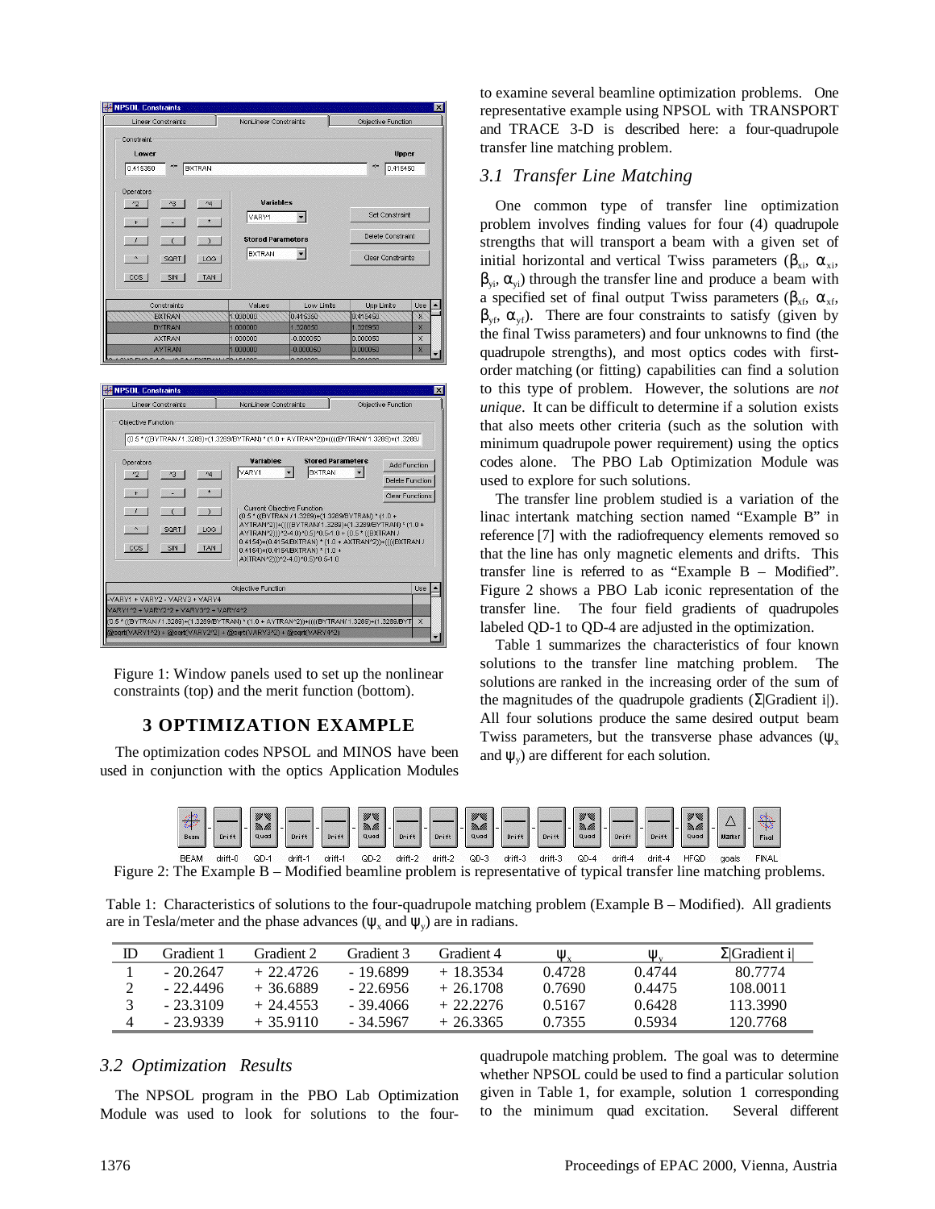Figure 1: Window panels used to set up the nonlinear constraints (top) and the merit function (bottom).

## 3 OPTIMIZATION EXAMPLE

The optimization codes NPSOL and MINOS have been used in conjunction with the optics Application Modules to examine several beamline optimization problems. One representative example using NPSOL with TRANSPORT and TRACE 3-D is described here: a four-quadrupole transfer line matching problem.

### *3.1 Transfer Line Matching*

One common type of transfer line optimization problem involves finding values for four (4) quadrupole strengths that will transport a beam with a given set of initial horizontal and vertical Twiss parameters ($\beta_{xi}$, $\alpha_{xi}$, $\beta_{yi}$, $\alpha_{yi}$) through the transfer line and produce a beam with a specified set of final output Twiss parameters ($\beta_{xf}$, $\alpha_{xf}$, $\beta_{yf}$, $\alpha_{yf}$). There are four constraints to satisfy (given by the final Twiss parameters) and four unknowns to find (the quadrupole strengths), and most optics codes with first-order matching (or fitting) capabilities can find a solution to this type of problem. However, the solutions are *not unique*. It can be difficult to determine if a solution exists that also meets other criteria (such as the solution with minimum quadrupole power requirement) using the optics codes alone. The PBO Lab Optimization Module was used to explore for such solutions.

The transfer line problem studied is a variation of the linac intertank matching section named "Example B" in reference [7] with the radiofrequency elements removed so that the line has only magnetic elements and drifts. This transfer line is referred to as "Example B – Modified". Figure 2 shows a PBO Lab iconic representation of the transfer line. The four field gradients of quadrupoles labeled QD-1 to QD-4 are adjusted in the optimization.

Table 1 summarizes the characteristics of four known solutions to the transfer line matching problem. The solutions are ranked in the increasing order of the sum of the magnitudes of the quadrupole gradients ($\Sigma$|Gradient i|). All four solutions produce the same desired output beam Twiss parameters, but the transverse phase advances ($\psi_x$ and $\psi_y$) are different for each solution.

Figure 2: The Example B – Modified beamline problem is representative of typical transfer line matching problems.

Table 1: Characteristics of solutions to the four-quadrupole matching problem (Example B – Modified). All gradients are in Tesla/meter and the phase advances ($\psi_x$ and $\psi_y$) are in radians.

| ID | Gradient 1 | Gradient 2 | Gradient 3 | Gradient 4 | $\psi_x$ | $\psi_y$ | $\Sigma$\|Gradient i\| |
|---|---|---|---|---|---|---|---|
| 1 | - 20.2647 | + 22.4726 | - 19.6899 | + 18.3534 | 0.4728 | 0.4744 | 80.7774 |
| 2 | - 22.4496 | + 36.6889 | - 22.6956 | + 26.1708 | 0.7690 | 0.4475 | 108.0011 |
| 3 | - 23.3109 | + 24.4553 | - 39.4066 | + 22.2276 | 0.5167 | 0.6428 | 113.3990 |
| 4 | - 23.9339 | + 35.9110 | - 34.5967 | + 26.3365 | 0.7355 | 0.5934 | 120.7768 |

### *3.2 Optimization Results*

The NPSOL program in the PBO Lab Optimization Module was used to look for solutions to the four-quadrupole matching problem. The goal was to determine whether NPSOL could be used to find a particular solution given in Table 1, for example, solution 1 corresponding to the minimum quad excitation. Several different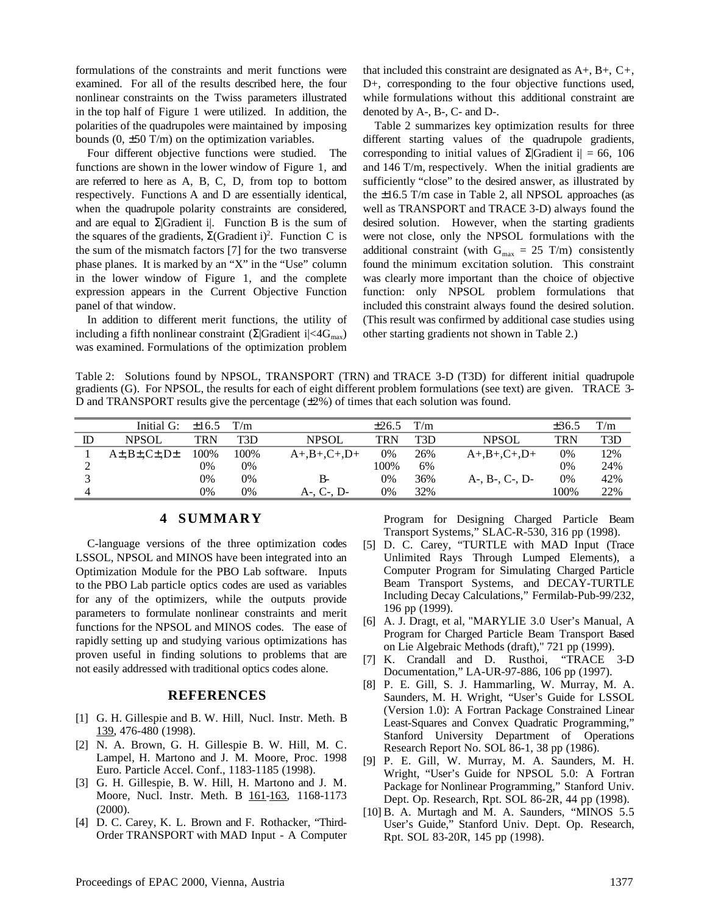formulations of the constraints and merit functions were examined. For all of the results described here, the four nonlinear constraints on the Twiss parameters illustrated in the top half of Figure 1 were utilized. In addition, the polarities of the quadrupoles were maintained by imposing bounds (0, ±50 T/m) on the optimization variables.

Four different objective functions were studied. The functions are shown in the lower window of Figure 1, and are referred to here as A, B, C, D, from top to bottom respectively. Functions A and D are essentially identical, when the quadrupole polarity constraints are considered, and are equal to Σ|Gradient i|. Function B is the sum of the squares of the gradients, $\Sigma(\text{Gradient i})^2$. Function C is the sum of the mismatch factors [7] for the two transverse phase planes. It is marked by an "X" in the "Use" column in the lower window of Figure 1, and the complete expression appears in the Current Objective Function panel of that window.

In addition to different merit functions, the utility of including a fifth nonlinear constraint ($\Sigma|\text{Gradient i}|<4G_{max}$) was examined. Formulations of the optimization problem that included this constraint are designated as A+, B+, C+, D+, corresponding to the four objective functions used, while formulations without this additional constraint are denoted by A-, B-, C- and D-.

Table 2 summarizes key optimization results for three different starting values of the quadrupole gradients, corresponding to initial values of Σ|Gradient i| = 66, 106 and 146 T/m, respectively. When the initial gradients are sufficiently "close" to the desired answer, as illustrated by the ±16.5 T/m case in Table 2, all NPSOL approaches (as well as TRANSPORT and TRACE 3-D) always found the desired solution. However, when the starting gradients were not close, only the NPSOL formulations with the additional constraint (with $G_{max}$ = 25 T/m) consistently found the minimum excitation solution. This constraint was clearly more important than the choice of objective function: only NPSOL problem formulations that included this constraint always found the desired solution. (This result was confirmed by additional case studies using other starting gradients not shown in Table 2.)

Table 2: Solutions found by NPSOL, TRANSPORT (TRN) and TRACE 3-D (T3D) for different initial quadrupole gradients (G). For NPSOL, the results for each of eight different problem formulations (see text) are given. TRACE 3-D and TRANSPORT results give the percentage (±2%) of times that each solution was found.

| | Initial G: | ±16.5 | T/m | | ±26.5 | T/m | | ±36.5 | T/m |
|---|---|---|---|---|---|---|---|---|---|
| ID | NPSOL | TRN | T3D | NPSOL | TRN | T3D | NPSOL | TRN | T3D |
| 1 | A±,B±,C±,D± | 100% | 100% | A+,B+,C+,D+ | 0% | 26% | A+,B+,C+,D+ | 0% | 12% |
| 2 | | 0% | 0% | | 100% | 6% | | 0% | 24% |
| 3 | | 0% | 0% | B- | 0% | 36% | A-, B-, C-, D- | 0% | 42% |
| 4 | | 0% | 0% | A-, C-, D- | 0% | 32% | | 100% | 22% |

## 4 SUMMARY

C-language versions of the three optimization codes LSSOL, NPSOL and MINOS have been integrated into an Optimization Module for the PBO Lab software. Inputs to the PBO Lab particle optics codes are used as variables for any of the optimizers, while the outputs provide parameters to formulate nonlinear constraints and merit functions for the NPSOL and MINOS codes. The ease of rapidly setting up and studying various optimizations has proven useful in finding solutions to problems that are not easily addressed with traditional optics codes alone.

## REFERENCES

[1] G. H. Gillespie and B. W. Hill, Nucl. Instr. Meth. B 139, 476-480 (1998).

[2] N. A. Brown, G. H. Gillespie B. W. Hill, M. C. Lampel, H. Martono and J. M. Moore, Proc. 1998 Euro. Particle Accel. Conf., 1183-1185 (1998).

[3] G. H. Gillespie, B. W. Hill, H. Martono and J. M. Moore, Nucl. Instr. Meth. B 161-163, 1168-1173 (2000).

[4] D. C. Carey, K. L. Brown and F. Rothacker, "Third-Order TRANSPORT with MAD Input - A Computer Program for Designing Charged Particle Beam Transport Systems," SLAC-R-530, 316 pp (1998).

[5] D. C. Carey, "TURTLE with MAD Input (Trace Unlimited Rays Through Lumped Elements), a Computer Program for Simulating Charged Particle Beam Transport Systems, and DECAY-TURTLE Including Decay Calculations," Fermilab-Pub-99/232, 196 pp (1999).

[6] A. J. Dragt, et al, "MARYLIE 3.0 User's Manual, A Program for Charged Particle Beam Transport Based on Lie Algebraic Methods (draft)," 721 pp (1999).

[7] K. Crandall and D. Rusthoi, "TRACE 3-D Documentation," LA-UR-97-886, 106 pp (1997).

[8] P. E. Gill, S. J. Hammarling, W. Murray, M. A. Saunders, M. H. Wright, "User's Guide for LSSOL (Version 1.0): A Fortran Package Constrained Linear Least-Squares and Convex Quadratic Programming," Stanford University Department of Operations Research Report No. SOL 86-1, 38 pp (1986).

[9] P. E. Gill, W. Murray, M. A. Saunders, M. H. Wright, "User's Guide for NPSOL 5.0: A Fortran Package for Nonlinear Programming," Stanford Univ. Dept. Op. Research, Rpt. SOL 86-2R, 44 pp (1998).

[10] B. A. Murtagh and M. A. Saunders, "MINOS 5.5 User's Guide," Stanford Univ. Dept. Op. Research, Rpt. SOL 83-20R, 145 pp (1998).